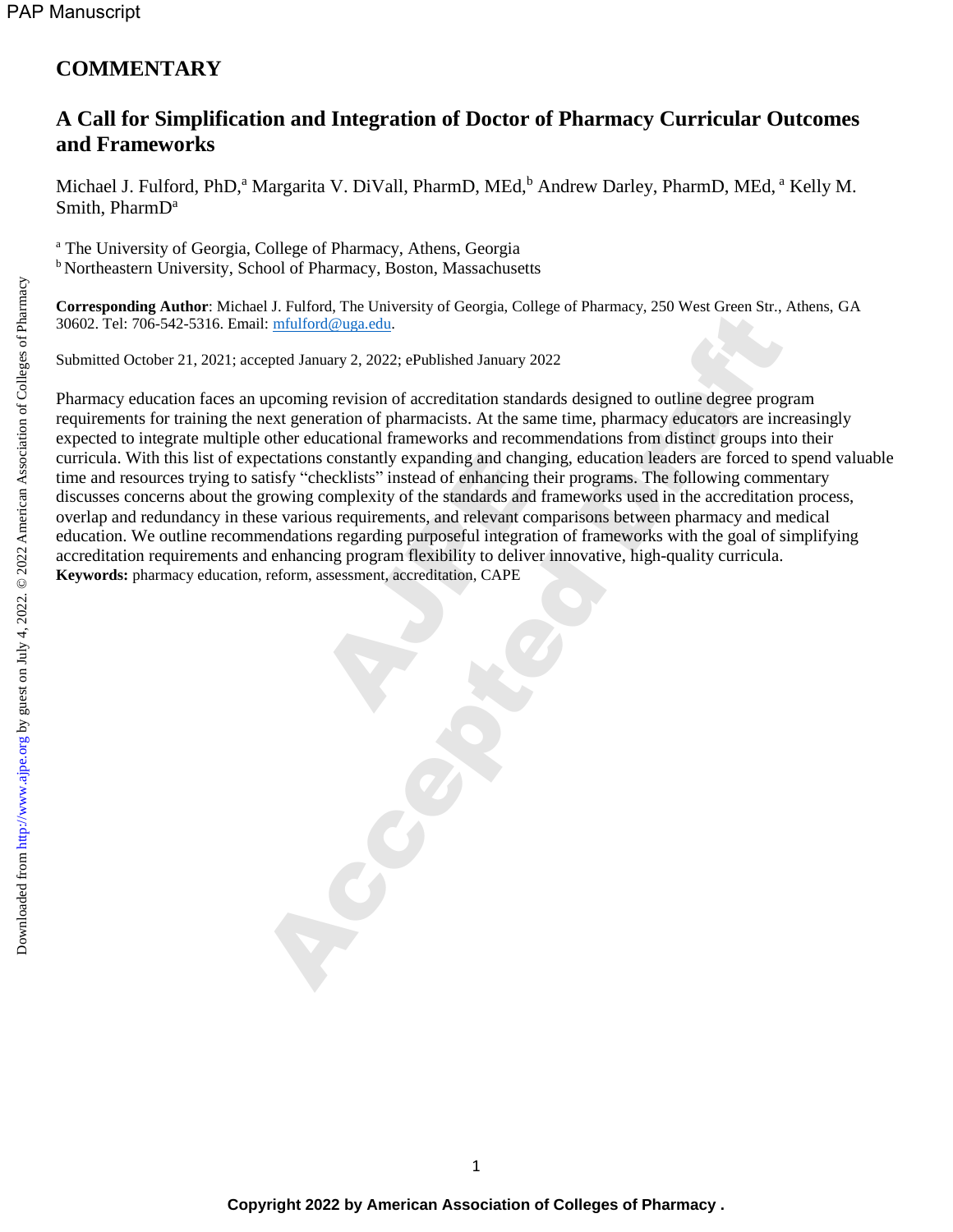# COMMENTARY

## A Call for Simplification and Integration of Doctor of Pharmacy Curricular Outcomes and Frameworks

Michael J. Fulford, PhD,[a] Margarita V. DiVall, PharmD, MEd,[b] Andrew Darley, PharmD, MEd,[a] Kelly M. Smith, PharmD[a]

[a] The University of Georgia, College of Pharmacy, Athens, Georgia
[b] Northeastern University, School of Pharmacy, Boston, Massachusetts

**Corresponding Author**: Michael J. Fulford, The University of Georgia, College of Pharmacy, 250 West Green Str., Athens, GA 30602. Tel: 706-542-5316. Email: mfulford@uga.edu.

Submitted October 21, 2021; accepted January 2, 2022; ePublished January 2022

Pharmacy education faces an upcoming revision of accreditation standards designed to outline degree program requirements for training the next generation of pharmacists. At the same time, pharmacy educators are increasingly expected to integrate multiple other educational frameworks and recommendations from distinct groups into their curricula. With this list of expectations constantly expanding and changing, education leaders are forced to spend valuable time and resources trying to satisfy "checklists" instead of enhancing their programs. The following commentary discusses concerns about the growing complexity of the standards and frameworks used in the accreditation process, overlap and redundancy in these various requirements, and relevant comparisons between pharmacy and medical education. We outline recommendations regarding purposeful integration of frameworks with the goal of simplifying accreditation requirements and enhancing program flexibility to deliver innovative, high-quality curricula.

**Keywords:** pharmacy education, reform, assessment, accreditation, CAPE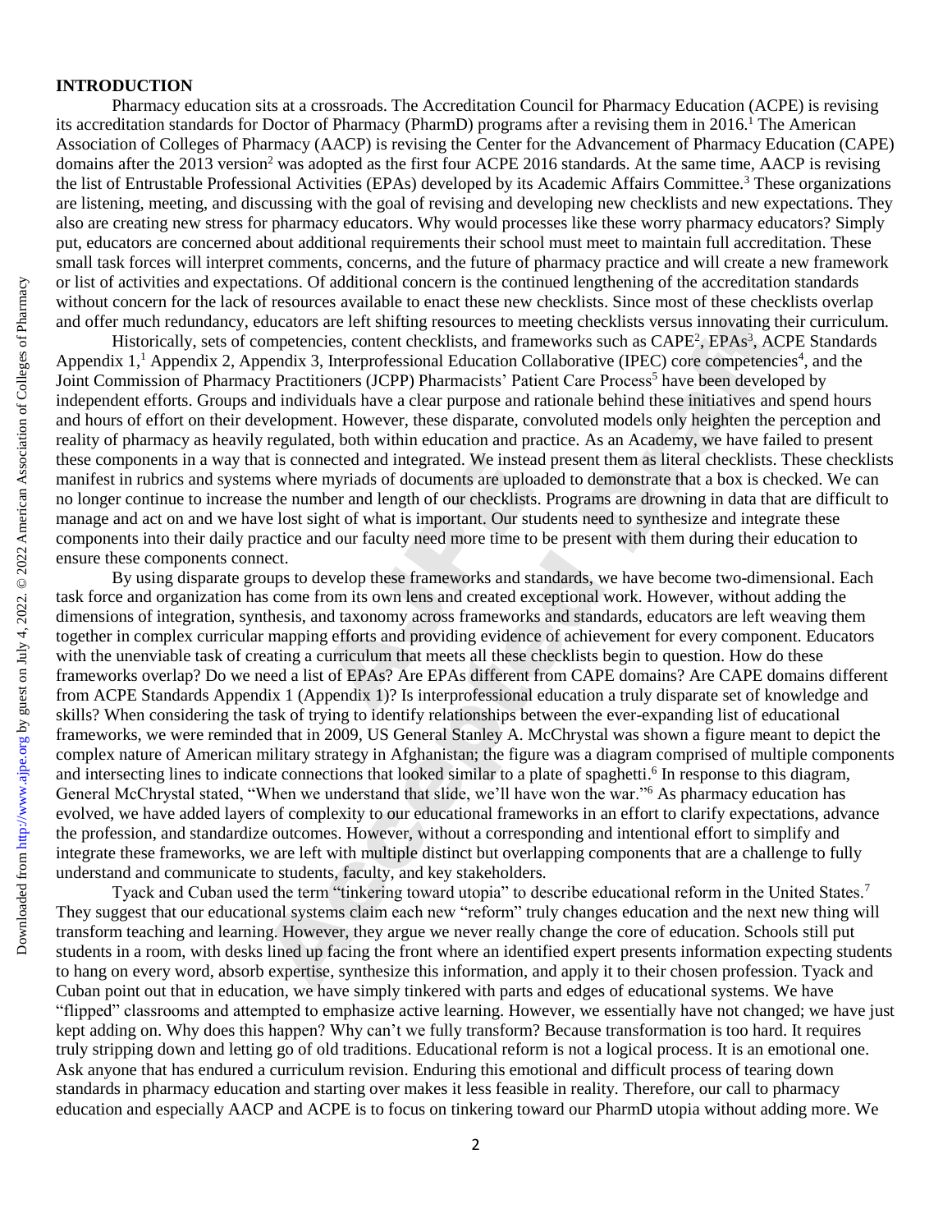## INTRODUCTION

Pharmacy education sits at a crossroads. The Accreditation Council for Pharmacy Education (ACPE) is revising its accreditation standards for Doctor of Pharmacy (PharmD) programs after a revising them in 2016.[1] The American Association of Colleges of Pharmacy (AACP) is revising the Center for the Advancement of Pharmacy Education (CAPE) domains after the 2013 version[2] was adopted as the first four ACPE 2016 standards. At the same time, AACP is revising the list of Entrustable Professional Activities (EPAs) developed by its Academic Affairs Committee.[3] These organizations are listening, meeting, and discussing with the goal of revising and developing new checklists and new expectations. They also are creating new stress for pharmacy educators. Why would processes like these worry pharmacy educators? Simply put, educators are concerned about additional requirements their school must meet to maintain full accreditation. These small task forces will interpret comments, concerns, and the future of pharmacy practice and will create a new framework or list of activities and expectations. Of additional concern is the continued lengthening of the accreditation standards without concern for the lack of resources available to enact these new checklists. Since most of these checklists overlap and offer much redundancy, educators are left shifting resources to meeting checklists versus innovating their curriculum.

Historically, sets of competencies, content checklists, and frameworks such as CAPE[2], EPAs[3], ACPE Standards Appendix 1,[1] Appendix 2, Appendix 3, Interprofessional Education Collaborative (IPEC) core competencies[4], and the Joint Commission of Pharmacy Practitioners (JCPP) Pharmacists' Patient Care Process[5] have been developed by independent efforts. Groups and individuals have a clear purpose and rationale behind these initiatives and spend hours and hours of effort on their development. However, these disparate, convoluted models only heighten the perception and reality of pharmacy as heavily regulated, both within education and practice. As an Academy, we have failed to present these components in a way that is connected and integrated. We instead present them as literal checklists. These checklists manifest in rubrics and systems where myriads of documents are uploaded to demonstrate that a box is checked. We can no longer continue to increase the number and length of our checklists. Programs are drowning in data that are difficult to manage and act on and we have lost sight of what is important. Our students need to synthesize and integrate these components into their daily practice and our faculty need more time to be present with them during their education to ensure these components connect.

By using disparate groups to develop these frameworks and standards, we have become two-dimensional. Each task force and organization has come from its own lens and created exceptional work. However, without adding the dimensions of integration, synthesis, and taxonomy across frameworks and standards, educators are left weaving them together in complex curricular mapping efforts and providing evidence of achievement for every component. Educators with the unenviable task of creating a curriculum that meets all these checklists begin to question. How do these frameworks overlap? Do we need a list of EPAs? Are EPAs different from CAPE domains? Are CAPE domains different from ACPE Standards Appendix 1 (Appendix 1)? Is interprofessional education a truly disparate set of knowledge and skills? When considering the task of trying to identify relationships between the ever-expanding list of educational frameworks, we were reminded that in 2009, US General Stanley A. McChrystal was shown a figure meant to depict the complex nature of American military strategy in Afghanistan; the figure was a diagram comprised of multiple components and intersecting lines to indicate connections that looked similar to a plate of spaghetti.[6] In response to this diagram, General McChrystal stated, "When we understand that slide, we'll have won the war."[6] As pharmacy education has evolved, we have added layers of complexity to our educational frameworks in an effort to clarify expectations, advance the profession, and standardize outcomes. However, without a corresponding and intentional effort to simplify and integrate these frameworks, we are left with multiple distinct but overlapping components that are a challenge to fully understand and communicate to students, faculty, and key stakeholders.

Tyack and Cuban used the term "tinkering toward utopia" to describe educational reform in the United States.[7] They suggest that our educational systems claim each new "reform" truly changes education and the next new thing will transform teaching and learning. However, they argue we never really change the core of education. Schools still put students in a room, with desks lined up facing the front where an identified expert presents information expecting students to hang on every word, absorb expertise, synthesize this information, and apply it to their chosen profession. Tyack and Cuban point out that in education, we have simply tinkered with parts and edges of educational systems. We have "flipped" classrooms and attempted to emphasize active learning. However, we essentially have not changed; we have just kept adding on. Why does this happen? Why can't we fully transform? Because transformation is too hard. It requires truly stripping down and letting go of old traditions. Educational reform is not a logical process. It is an emotional one. Ask anyone that has endured a curriculum revision. Enduring this emotional and difficult process of tearing down standards in pharmacy education and starting over makes it less feasible in reality. Therefore, our call to pharmacy education and especially AACP and ACPE is to focus on tinkering toward our PharmD utopia without adding more. We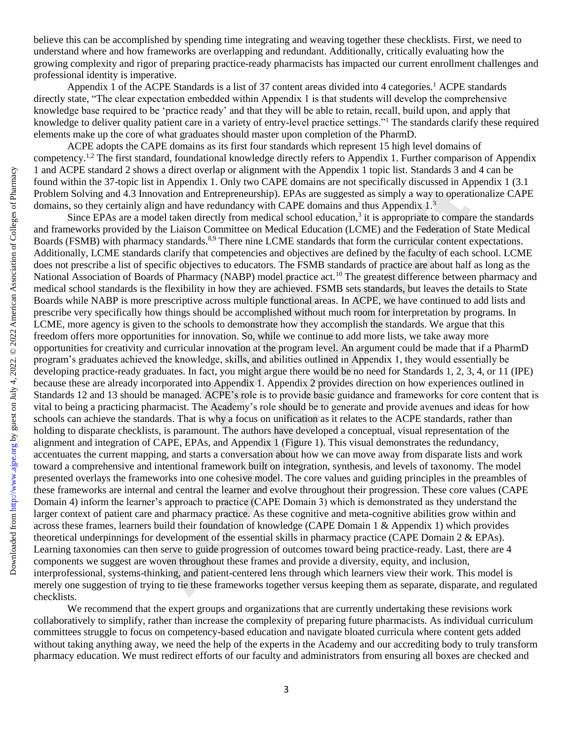believe this can be accomplished by spending time integrating and weaving together these checklists. First, we need to understand where and how frameworks are overlapping and redundant. Additionally, critically evaluating how the growing complexity and rigor of preparing practice-ready pharmacists has impacted our current enrollment challenges and professional identity is imperative.

Appendix 1 of the ACPE Standards is a list of 37 content areas divided into 4 categories.[1] ACPE standards directly state, "The clear expectation embedded within Appendix 1 is that students will develop the comprehensive knowledge base required to be 'practice ready' and that they will be able to retain, recall, build upon, and apply that knowledge to deliver quality patient care in a variety of entry-level practice settings."[1] The standards clarify these required elements make up the core of what graduates should master upon completion of the PharmD.

ACPE adopts the CAPE domains as its first four standards which represent 15 high level domains of competency.[1,2] The first standard, foundational knowledge directly refers to Appendix 1. Further comparison of Appendix 1 and ACPE standard 2 shows a direct overlap or alignment with the Appendix 1 topic list. Standards 3 and 4 can be found within the 37-topic list in Appendix 1. Only two CAPE domains are not specifically discussed in Appendix 1 (3.1 Problem Solving and 4.3 Innovation and Entrepreneurship). EPAs are suggested as simply a way to operationalize CAPE domains, so they certainly align and have redundancy with CAPE domains and thus Appendix 1.[3]

Since EPAs are a model taken directly from medical school education,[3] it is appropriate to compare the standards and frameworks provided by the Liaison Committee on Medical Education (LCME) and the Federation of State Medical Boards (FSMB) with pharmacy standards.[8,9] There nine LCME standards that form the curricular content expectations. Additionally, LCME standards clarify that competencies and objectives are defined by the faculty of each school. LCME does not prescribe a list of specific objectives to educators. The FSMB standards of practice are about half as long as the National Association of Boards of Pharmacy (NABP) model practice act.[10] The greatest difference between pharmacy and medical school standards is the flexibility in how they are achieved. FSMB sets standards, but leaves the details to State Boards while NABP is more prescriptive across multiple functional areas. In ACPE, we have continued to add lists and prescribe very specifically how things should be accomplished without much room for interpretation by programs. In LCME, more agency is given to the schools to demonstrate how they accomplish the standards. We argue that this freedom offers more opportunities for innovation. So, while we continue to add more lists, we take away more opportunities for creativity and curricular innovation at the program level. An argument could be made that if a PharmD program's graduates achieved the knowledge, skills, and abilities outlined in Appendix 1, they would essentially be developing practice-ready graduates. In fact, you might argue there would be no need for Standards 1, 2, 3, 4, or 11 (IPE) because these are already incorporated into Appendix 1. Appendix 2 provides direction on how experiences outlined in Standards 12 and 13 should be managed. ACPE's role is to provide basic guidance and frameworks for core content that is vital to being a practicing pharmacist. The Academy's role should be to generate and provide avenues and ideas for how schools can achieve the standards. That is why a focus on unification as it relates to the ACPE standards, rather than holding to disparate checklists, is paramount. The authors have developed a conceptual, visual representation of the alignment and integration of CAPE, EPAs, and Appendix 1 (Figure 1). This visual demonstrates the redundancy, accentuates the current mapping, and starts a conversation about how we can move away from disparate lists and work toward a comprehensive and intentional framework built on integration, synthesis, and levels of taxonomy. The model presented overlays the frameworks into one cohesive model. The core values and guiding principles in the preambles of these frameworks are internal and central the learner and evolve throughout their progression. These core values (CAPE Domain 4) inform the learner's approach to practice (CAPE Domain 3) which is demonstrated as they understand the larger context of patient care and pharmacy practice. As these cognitive and meta-cognitive abilities grow within and across these frames, learners build their foundation of knowledge (CAPE Domain 1 & Appendix 1) which provides theoretical underpinnings for development of the essential skills in pharmacy practice (CAPE Domain 2 & EPAs). Learning taxonomies can then serve to guide progression of outcomes toward being practice-ready. Last, there are 4 components we suggest are woven throughout these frames and provide a diversity, equity, and inclusion, interprofessional, systems-thinking, and patient-centered lens through which learners view their work. This model is merely one suggestion of trying to tie these frameworks together versus keeping them as separate, disparate, and regulated checklists.

We recommend that the expert groups and organizations that are currently undertaking these revisions work collaboratively to simplify, rather than increase the complexity of preparing future pharmacists. As individual curriculum committees struggle to focus on competency-based education and navigate bloated curricula where content gets added without taking anything away, we need the help of the experts in the Academy and our accrediting body to truly transform pharmacy education. We must redirect efforts of our faculty and administrators from ensuring all boxes are checked and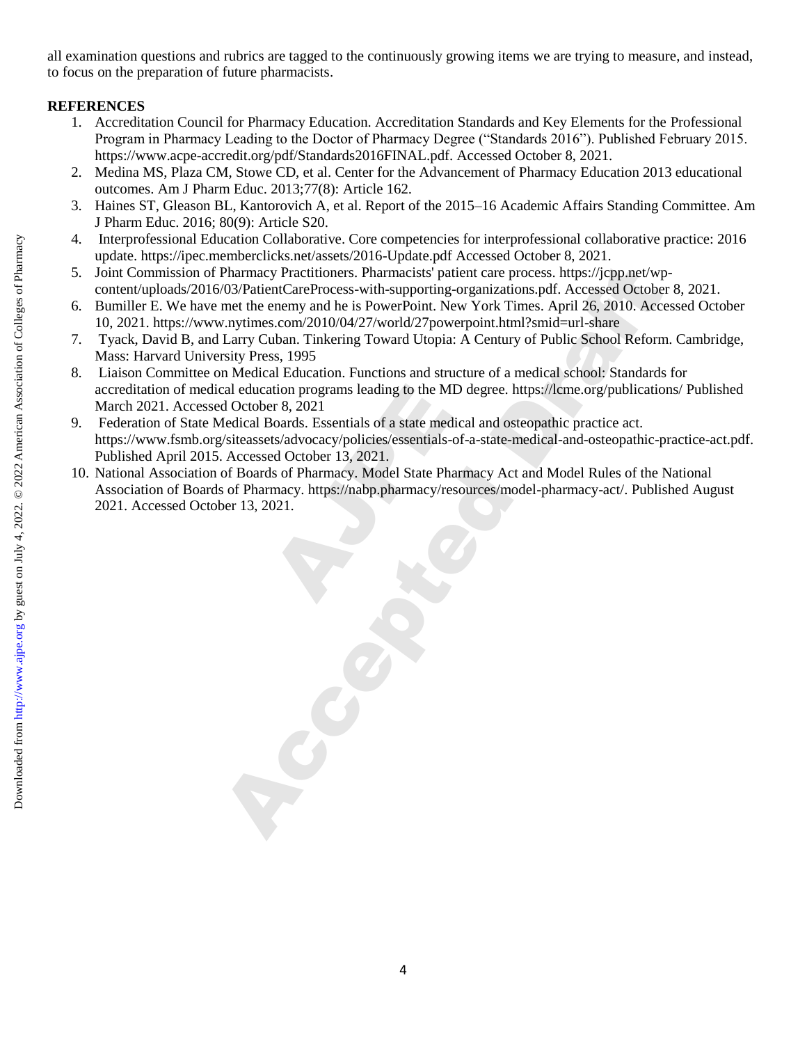all examination questions and rubrics are tagged to the continuously growing items we are trying to measure, and instead, to focus on the preparation of future pharmacists.

**REFERENCES**

1. Accreditation Council for Pharmacy Education. Accreditation Standards and Key Elements for the Professional Program in Pharmacy Leading to the Doctor of Pharmacy Degree ("Standards 2016"). Published February 2015. https://www.acpe-accredit.org/pdf/Standards2016FINAL.pdf. Accessed October 8, 2021.
2. Medina MS, Plaza CM, Stowe CD, et al. Center for the Advancement of Pharmacy Education 2013 educational outcomes. Am J Pharm Educ. 2013;77(8): Article 162.
3. Haines ST, Gleason BL, Kantorovich A, et al. Report of the 2015–16 Academic Affairs Standing Committee. Am J Pharm Educ. 2016; 80(9): Article S20.
4. Interprofessional Education Collaborative. Core competencies for interprofessional collaborative practice: 2016 update. https://ipec.memberclicks.net/assets/2016-Update.pdf Accessed October 8, 2021.
5. Joint Commission of Pharmacy Practitioners. Pharmacists' patient care process. https://jcpp.net/wp-content/uploads/2016/03/PatientCareProcess-with-supporting-organizations.pdf. Accessed October 8, 2021.
6. Bumiller E. We have met the enemy and he is PowerPoint. New York Times. April 26, 2010. Accessed October 10, 2021. https://www.nytimes.com/2010/04/27/world/27powerpoint.html?smid=url-share
7. Tyack, David B, and Larry Cuban. Tinkering Toward Utopia: A Century of Public School Reform. Cambridge, Mass: Harvard University Press, 1995
8. Liaison Committee on Medical Education. Functions and structure of a medical school: Standards for accreditation of medical education programs leading to the MD degree. https://lcme.org/publications/ Published March 2021. Accessed October 8, 2021
9. Federation of State Medical Boards. Essentials of a state medical and osteopathic practice act. https://www.fsmb.org/siteassets/advocacy/policies/essentials-of-a-state-medical-and-osteopathic-practice-act.pdf. Published April 2015. Accessed October 13, 2021.
10. National Association of Boards of Pharmacy. Model State Pharmacy Act and Model Rules of the National Association of Boards of Pharmacy. https://nabp.pharmacy/resources/model-pharmacy-act/. Published August 2021. Accessed October 13, 2021.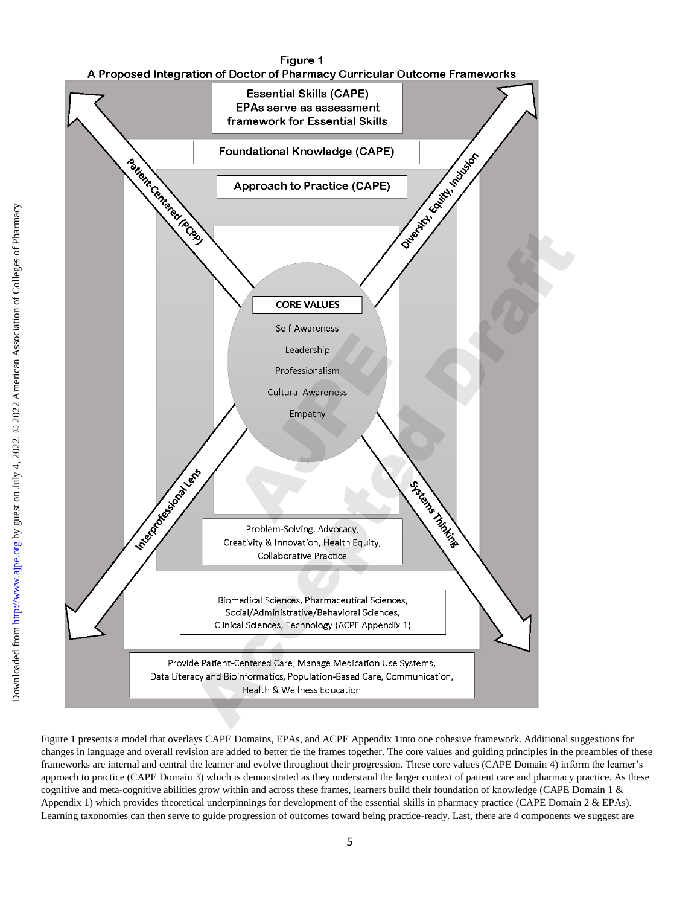**Figure 1**

**A Proposed Integration of Doctor of Pharmacy Curricular Outcome Frameworks**

**Essential Skills (CAPE)**
**EPAs serve as assessment framework for Essential Skills**

**Foundational Knowledge (CAPE)**

**Approach to Practice (CAPE)**

Patient-Centered (PCPP)

Diversity, Equity, Inclusion

**CORE VALUES**

Self-Awareness

Leadership

Professionalism

Cultural Awareness

Empathy

Interprofessional Lens

Systems Thinking

Problem-Solving, Advocacy, Creativity & Innovation, Health Equity, Collaborative Practice

Biomedical Sciences, Pharmaceutical Sciences, Social/Administrative/Behavioral Sciences, Clinical Sciences, Technology (ACPE Appendix 1)

Provide Patient-Centered Care, Manage Medication Use Systems, Data Literacy and Bioinformatics, Population-Based Care, Communication, Health & Wellness Education

Figure 1 presents a model that overlays CAPE Domains, EPAs, and ACPE Appendix 1into one cohesive framework. Additional suggestions for changes in language and overall revision are added to better tie the frames together. The core values and guiding principles in the preambles of these frameworks are internal and central the learner and evolve throughout their progression. These core values (CAPE Domain 4) inform the learner's approach to practice (CAPE Domain 3) which is demonstrated as they understand the larger context of patient care and pharmacy practice. As these cognitive and meta-cognitive abilities grow within and across these frames, learners build their foundation of knowledge (CAPE Domain 1 & Appendix 1) which provides theoretical underpinnings for development of the essential skills in pharmacy practice (CAPE Domain 2 & EPAs). Learning taxonomies can then serve to guide progression of outcomes toward being practice-ready. Last, there are 4 components we suggest are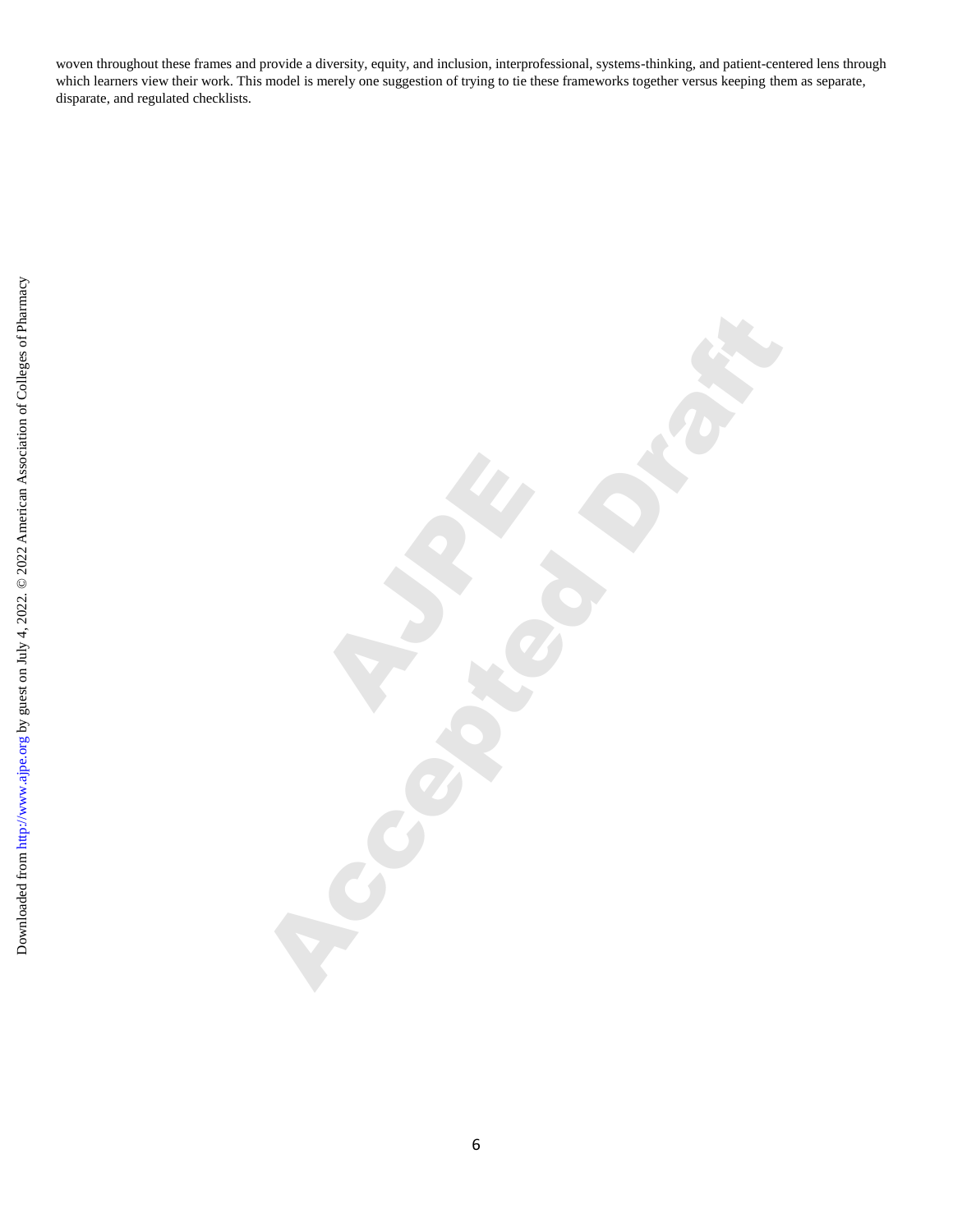woven throughout these frames and provide a diversity, equity, and inclusion, interprofessional, systems-thinking, and patient-centered lens through which learners view their work. This model is merely one suggestion of trying to tie these frameworks together versus keeping them as separate, disparate, and regulated checklists.